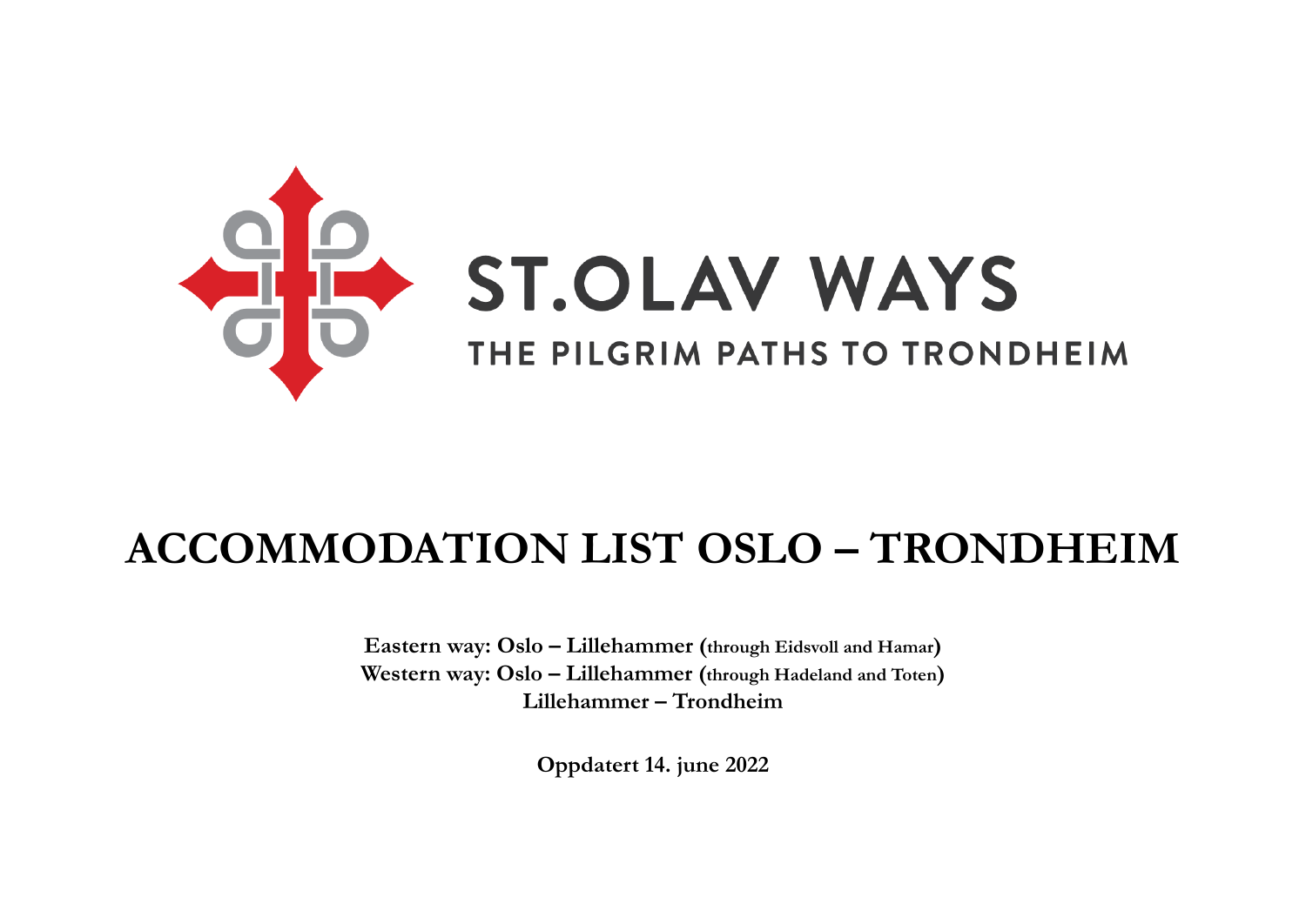ST.OLAV WAYS

THE PILGRIM PATHS TO TRONDHEIM

# ACCOMMODATION LIST OSLO – TRONDHEIM

**Eastern way: Oslo – Lillehammer (through Eidsvoll and Hamar)**
**Western way: Oslo – Lillehammer (through Hadeland and Toten)**
**Lillehammer – Trondheim**

**Oppdatert 14. june 2022**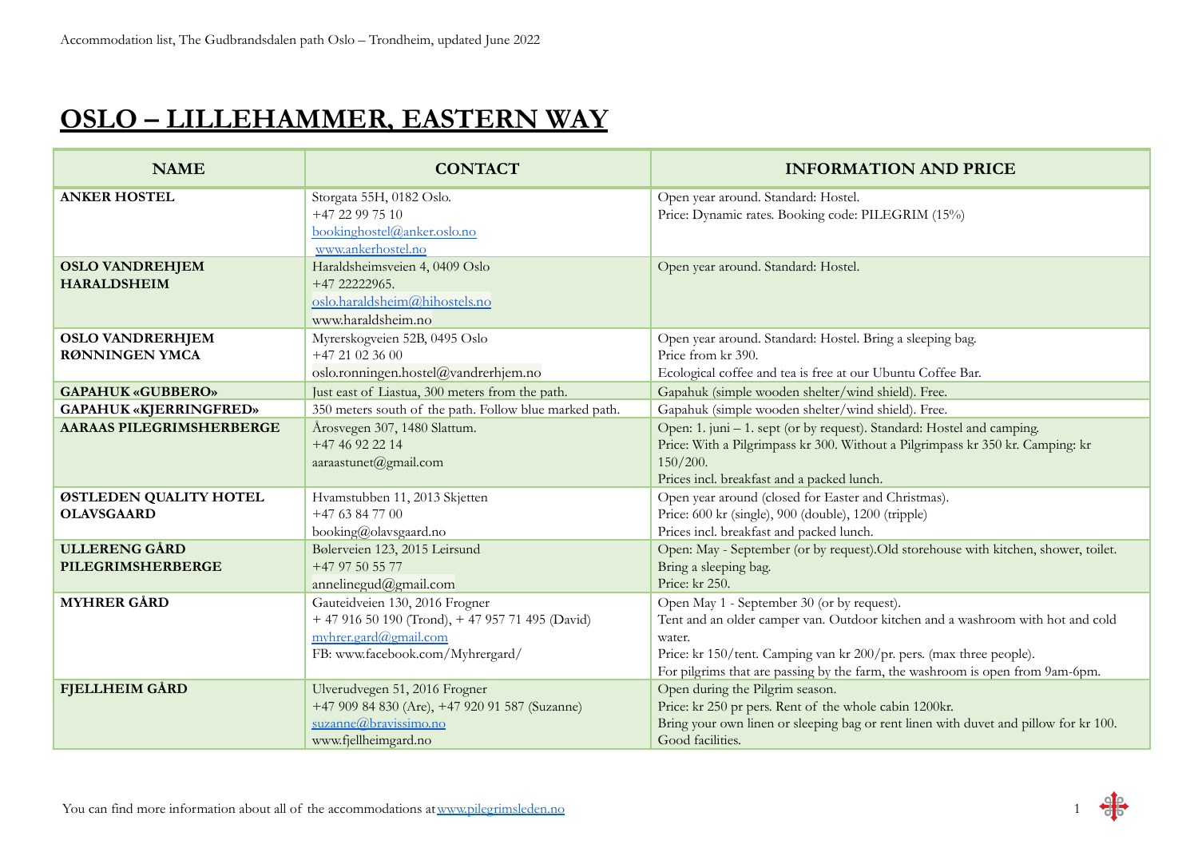# OSLO – LILLEHAMMER, EASTERN WAY

| NAME | CONTACT | INFORMATION AND PRICE |
|---|---|---|
| **ANKER HOSTEL** | Storgata 55H, 0182 Oslo.<br>+47 22 99 75 10<br>bookinghostel@anker.oslo.no<br>www.ankerhostel.no | Open year around. Standard: Hostel.<br>Price: Dynamic rates. Booking code: PILEGRIM (15%) |
| **OSLO VANDREHJEM HARALDSHEIM** | Haraldsheimsveien 4, 0409 Oslo<br>+47 22222965.<br>oslo.haraldsheim@hihostels.no<br>www.haraldsheim.no | Open year around. Standard: Hostel. |
| **OSLO VANDRERHJEM RØNNINGEN YMCA** | Myrerskogveien 52B, 0495 Oslo<br>+47 21 02 36 00<br>oslo.ronningen.hostel@vandrerhjem.no | Open year around. Standard: Hostel. Bring a sleeping bag.<br>Price from kr 390.<br>Ecological coffee and tea is free at our Ubuntu Coffee Bar. |
| **GAPAHUK «GUBBERO»** | Just east of Liastua, 300 meters from the path. | Gapahuk (simple wooden shelter/wind shield). Free. |
| **GAPAHUK «KJERRINGFRED»** | 350 meters south of the path. Follow blue marked path. | Gapahuk (simple wooden shelter/wind shield). Free. |
| **AARAAS PILEGRIMSHERBERGE** | Årosvegen 307, 1480 Slattum.<br>+47 46 92 22 14<br>aaraastunet@gmail.com | Open: 1. juni – 1. sept (or by request). Standard: Hostel and camping.<br>Price: With a Pilgrimpass kr 300. Without a Pilgrimpass kr 350 kr. Camping: kr 150/200.<br>Prices incl. breakfast and a packed lunch. |
| **ØSTLEDEN QUALITY HOTEL OLAVSGAARD** | Hvamstubben 11, 2013 Skjetten<br>+47 63 84 77 00<br>booking@olavsgaard.no | Open year around (closed for Easter and Christmas).<br>Price: 600 kr (single), 900 (double), 1200 (tripple)<br>Prices incl. breakfast and packed lunch. |
| **ULLERENG GÅRD PILEGRIMSHERBERGE** | Bølerveien 123, 2015 Leirsund<br>+47 97 50 55 77<br>annelinegud@gmail.com | Open: May - September (or by request).Old storehouse with kitchen, shower, toilet.<br>Bring a sleeping bag.<br>Price: kr 250. |
| **MYHRER GÅRD** | Gauteidveien 130, 2016 Frogner<br>+ 47 916 50 190 (Trond), + 47 957 71 495 (David)<br>myhrer.gard@gmail.com<br>FB: www.facebook.com/Myhrergard/ | Open May 1 - September 30 (or by request).<br>Tent and an older camper van. Outdoor kitchen and a washroom with hot and cold water.<br>Price: kr 150/tent. Camping van kr 200/pr. pers. (max three people).<br>For pilgrims that are passing by the farm, the washroom is open from 9am-6pm. |
| **FJELLHEIM GÅRD** | Ulverudvegen 51, 2016 Frogner<br>+47 909 84 830 (Are), +47 920 91 587 (Suzanne)<br>suzanne@bravissimo.no<br>www.fjellheimgard.no | Open during the Pilgrim season.<br>Price: kr 250 pr pers. Rent of the whole cabin 1200kr.<br>Bring your own linen or sleeping bag or rent linen with duvet and pillow for kr 100.<br>Good facilities. |

You can find more information about all of the accommodations at www.pilegrimsleden.no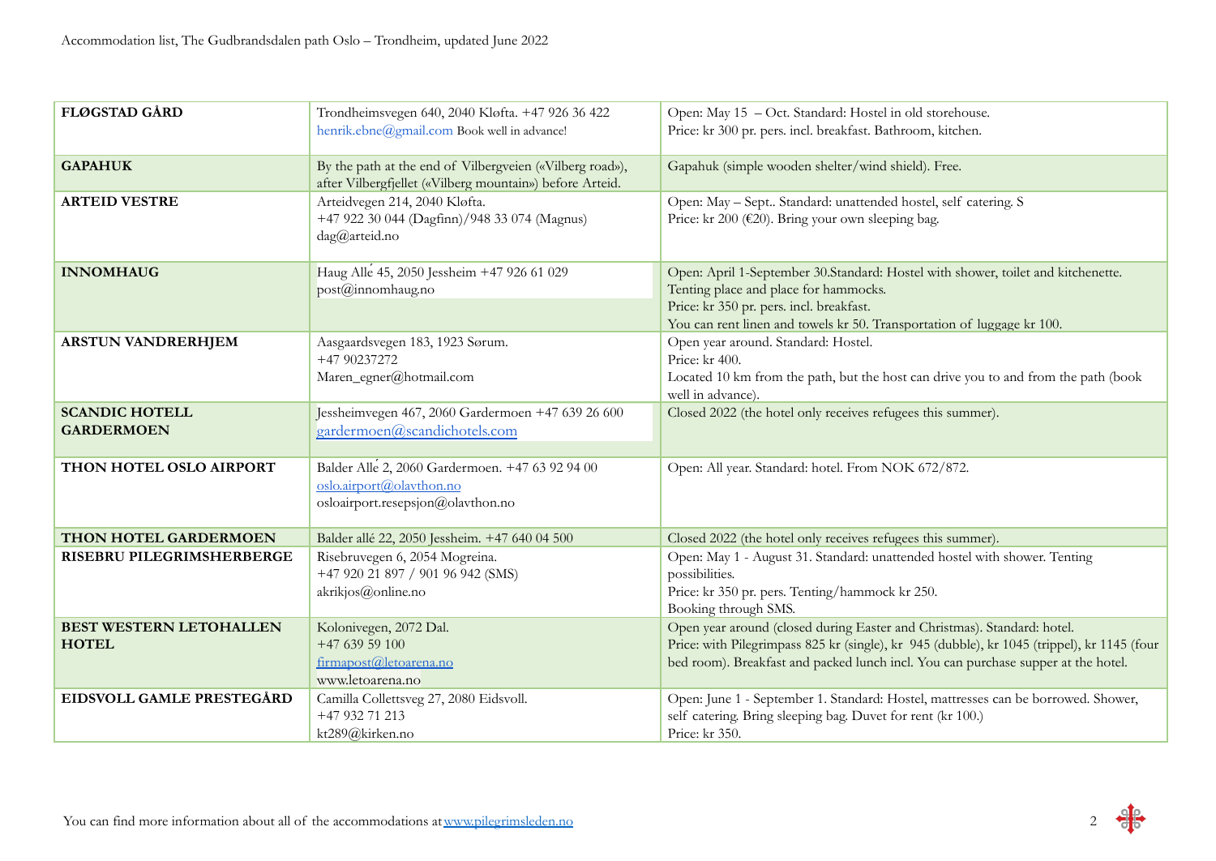| | | |
|---|---|---|
| **FLØGSTAD GÅRD** | Trondheimsvegen 640, 2040 Kløfta. +47 926 36 422<br>henrik.ebne@gmail.com Book well in advance! | Open: May 15 – Oct. Standard: Hostel in old storehouse.<br>Price: kr 300 pr. pers. incl. breakfast. Bathroom, kitchen. |
| **GAPAHUK** | By the path at the end of Vilbergveien («Vilberg road»), after Vilbergfjellet («Vilberg mountain») before Arteid. | Gapahuk (simple wooden shelter/wind shield). Free. |
| **ARTEID VESTRE** | Arteidvegen 214, 2040 Kløfta.<br>+47 922 30 044 (Dagfinn)/948 33 074 (Magnus)<br>dag@arteid.no | Open: May – Sept.. Standard: unattended hostel, self catering. S<br>Price: kr 200 (€20). Bring your own sleeping bag. |
| **INNOMHAUG** | Haug Alle 45, 2050 Jessheim +47 926 61 029<br>post@innomhaug.no | Open: April 1-September 30.Standard: Hostel with shower, toilet and kitchenette. Tenting place and place for hammocks.<br>Price: kr 350 pr. pers. incl. breakfast.<br>You can rent linen and towels kr 50. Transportation of luggage kr 100. |
| **ARSTUN VANDRERHJEM** | Aasgaardsvegen 183, 1923 Sørum.<br>+47 90237272<br>Maren_egner@hotmail.com | Open year around. Standard: Hostel.<br>Price: kr 400.<br>Located 10 km from the path, but the host can drive you to and from the path (book well in advance). |
| **SCANDIC HOTELL GARDERMOEN** | Jessheimvegen 467, 2060 Gardermoen +47 639 26 600<br>gardermoen@scandichotels.com | Closed 2022 (the hotel only receives refugees this summer). |
| **THON HOTEL OSLO AIRPORT** | Balder Alle 2, 2060 Gardermoen. +47 63 92 94 00<br>oslo.airport@olavthon.no<br>osloairport.resepsjon@olavthon.no | Open: All year. Standard: hotel. From NOK 672/872. |
| **THON HOTEL GARDERMOEN** | Balder allé 22, 2050 Jessheim. +47 640 04 500 | Closed 2022 (the hotel only receives refugees this summer). |
| **RISEBRU PILEGRIMSHERBERGE** | Risebruvegen 6, 2054 Mogreina.<br>+47 920 21 897 / 901 96 942 (SMS)<br>akrikjos@online.no | Open: May 1 - August 31. Standard: unattended hostel with shower. Tenting possibilities.<br>Price: kr 350 pr. pers. Tenting/hammock kr 250.<br>Booking through SMS. |
| **BEST WESTERN LETOHALLEN HOTEL** | Kolonivegen, 2072 Dal.<br>+47 639 59 100<br>firmapost@letoarena.no<br>www.letoarena.no | Open year around (closed during Easter and Christmas). Standard: hotel.<br>Price: with Pilegrimpass 825 kr (single), kr 945 (dubble), kr 1045 (trippel), kr 1145 (four bed room). Breakfast and packed lunch incl. You can purchase supper at the hotel. |
| **EIDSVOLL GAMLE PRESTEGÅRD** | Camilla Collettsveg 27, 2080 Eidsvoll.<br>+47 932 71 213<br>kt289@kirken.no | Open: June 1 - September 1. Standard: Hostel, mattresses can be borrowed. Shower, self catering. Bring sleeping bag. Duvet for rent (kr 100.)<br>Price: kr 350. |

You can find more information about all of the accommodations at www.pilegrimsleden.no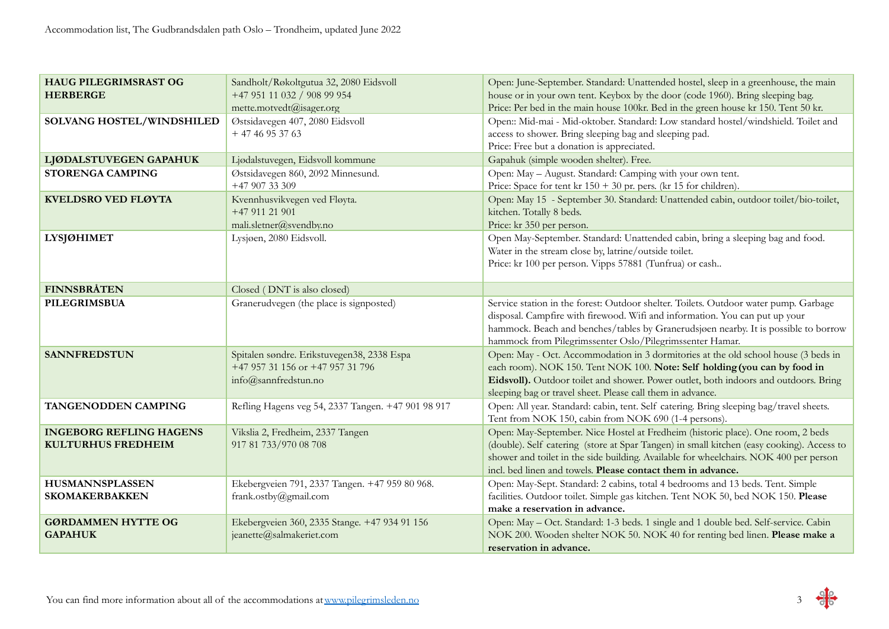| **HAUG PILEGRIMSRAST OG HERBERGE** | Sandholt/Røkoltgutua 32, 2080 Eidsvoll<br>+47 951 11 032 / 908 99 954<br>mette.motvedt@isager.org | Open: June-September. Standard: Unattended hostel, sleep in a greenhouse, the main house or in your own tent. Keybox by the door (code 1960). Bring sleeping bag.<br>Price: Per bed in the main house 100kr. Bed in the green house kr 150. Tent 50 kr. |
|---|---|---|
| **SOLVANG HOSTEL/WINDSHILED** | Østsidavegen 407, 2080 Eidsvoll<br>+ 47 46 95 37 63 | Open:: Mid-mai - Mid-oktober. Standard: Low standard hostel/windshield. Toilet and access to shower. Bring sleeping bag and sleeping pad.<br>Price: Free but a donation is appreciated. |
| **LJØDALSTUVEGEN GAPAHUK** | Ljødalstuvegen, Eidsvoll kommune | Gapahuk (simple wooden shelter). Free. |
| **STORENGA CAMPING** | Østsidavegen 860, 2092 Minnesund.<br>+47 907 33 309 | Open: May – August. Standard: Camping with your own tent.<br>Price: Space for tent kr 150 + 30 pr. pers. (kr 15 for children). |
| **KVELDSRO VED FLØYTA** | Kvennhusvikvegen ved Fløyta.<br>+47 911 21 901<br>mali.sletner@svendby.no | Open: May 15 - September 30. Standard: Unattended cabin, outdoor toilet/bio-toilet, kitchen. Totally 8 beds.<br>Price: kr 350 per person. |
| **LYSJØHIMET** | Lysjøen, 2080 Eidsvoll. | Open May-September. Standard: Unattended cabin, bring a sleeping bag and food. Water in the stream close by, latrine/outside toilet.<br>Price: kr 100 per person. Vipps 57881 (Tunfrua) or cash.. |
| **FINNSBRÅTEN** | Closed ( DNT is also closed) | |
| **PILEGRIMSBUA** | Granerudvegen (the place is signposted) | Service station in the forest: Outdoor shelter. Toilets. Outdoor water pump. Garbage disposal. Campfire with firewood. Wifi and information. You can put up your hammock. Beach and benches/tables by Granerudsjøen nearby. It is possible to borrow hammock from Pilegrimssenter Oslo/Pilegrimssenter Hamar. |
| **SANNFREDSTUN** | Spitalen søndre. Erikstuvegen38, 2338 Espa<br>+47 957 31 156 or +47 957 31 796<br>info@sannfredstun.no | Open: May - Oct. Accommodation in 3 dormitories at the old school house (3 beds in each room). NOK 150. Tent NOK 100. **Note: Self holding (you can by food in Eidsvoll).** Outdoor toilet and shower. Power outlet, both indoors and outdoors. Bring sleeping bag or travel sheet. Please call them in advance. |
| **TANGENODDEN CAMPING** | Refling Hagens veg 54, 2337 Tangen. +47 901 98 917 | Open: All year. Standard: cabin, tent. Self catering. Bring sleeping bag/travel sheets. Tent from NOK 150, cabin from NOK 690 (1-4 persons). |
| **INGEBORG REFLING HAGENS KULTURHUS FREDHEIM** | Vikslia 2, Fredheim, 2337 Tangen<br>917 81 733/970 08 708 | Open: May-September. Nice Hostel at Fredheim (historic place). One room, 2 beds (double). Self catering (store at Spar Tangen) in small kitchen (easy cooking). Access to shower and toilet in the side building. Available for wheelchairs. NOK 400 per person incl. bed linen and towels. **Please contact them in advance.** |
| **HUSMANNSPLASSEN SKOMAKERBAKKEN** | Ekebergveien 791, 2337 Tangen. +47 959 80 968.<br>frank.ostby@gmail.com | Open: May-Sept. Standard: 2 cabins, total 4 bedrooms and 13 beds. Tent. Simple facilities. Outdoor toilet. Simple gas kitchen. Tent NOK 50, bed NOK 150. **Please make a reservation in advance.** |
| **GØRDAMMEN HYTTE OG GAPAHUK** | Ekebergveien 360, 2335 Stange. +47 934 91 156<br>jeanette@salmakeriet.com | Open: May – Oct. Standard: 1-3 beds. 1 single and 1 double bed. Self-service. Cabin NOK 200. Wooden shelter NOK 50. NOK 40 for renting bed linen. **Please make a reservation in advance.** |

You can find more information about all of the accommodations at [www.pilegrimsleden.no](http://www.pilegrimsleden.no)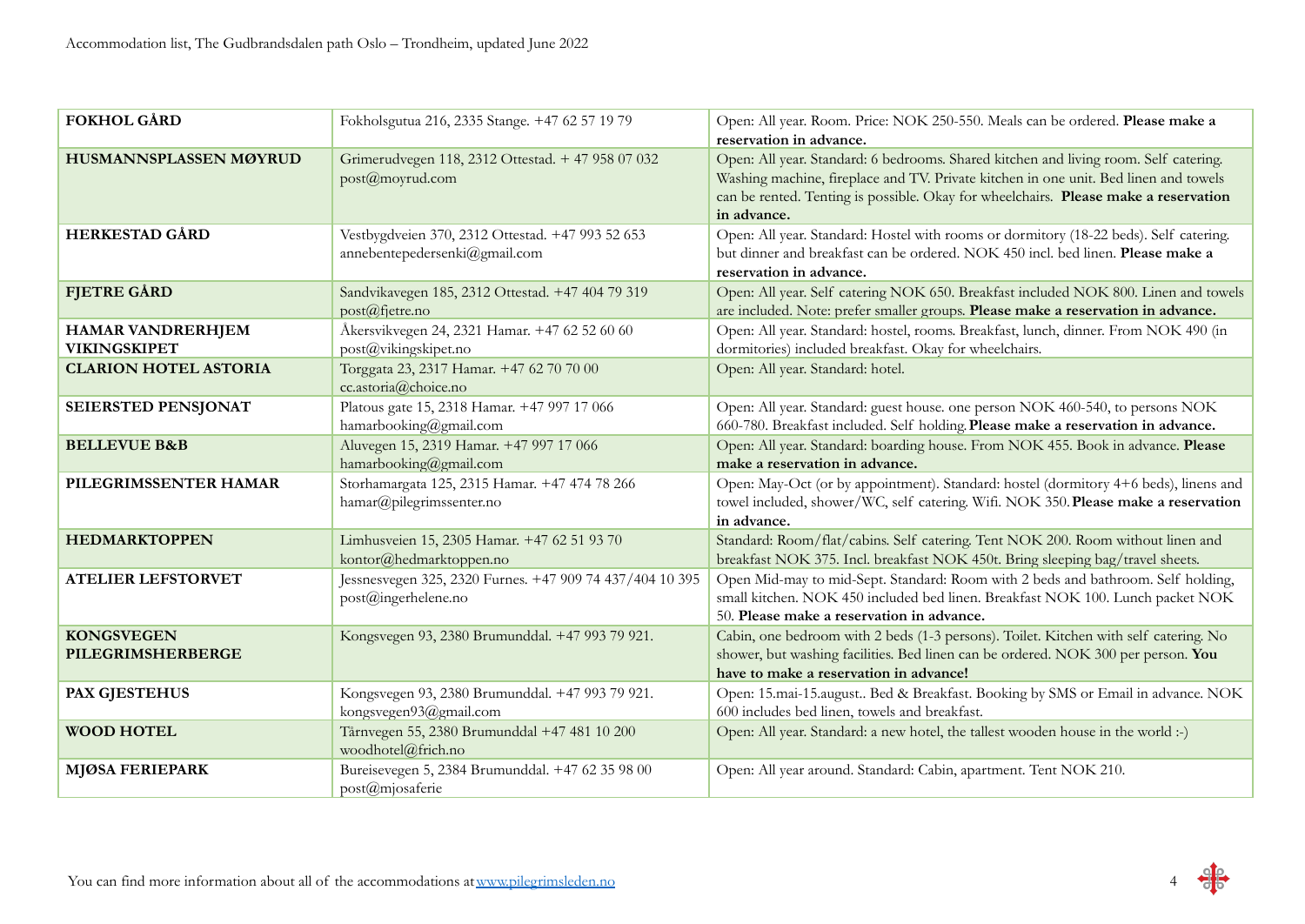| | | |
|---|---|---|
| **FOKHOL GÅRD** | Fokholsgutua 216, 2335 Stange. +47 62 57 19 79 | Open: All year. Room. Price: NOK 250-550. Meals can be ordered. **Please make a reservation in advance.** |
| **HUSMANNSPLASSEN MØYRUD** | Grimerudvegen 118, 2312 Ottestad. + 47 958 07 032 post@moyrud.com | Open: All year. Standard: 6 bedrooms. Shared kitchen and living room. Self catering. Washing machine, fireplace and TV. Private kitchen in one unit. Bed linen and towels can be rented. Tenting is possible. Okay for wheelchairs. **Please make a reservation in advance.** |
| **HERKESTAD GÅRD** | Vestbygdveien 370, 2312 Ottestad. +47 993 52 653 annebentepedersenki@gmail.com | Open: All year. Standard: Hostel with rooms or dormitory (18-22 beds). Self catering. but dinner and breakfast can be ordered. NOK 450 incl. bed linen. **Please make a reservation in advance.** |
| **FJETRE GÅRD** | Sandvikavegen 185, 2312 Ottestad. +47 404 79 319 post@fjetre.no | Open: All year. Self catering NOK 650. Breakfast included NOK 800. Linen and towels are included. Note: prefer smaller groups. **Please make a reservation in advance.** |
| **HAMAR VANDRERHJEM VIKINGSKIPET** | Åkersvikvegen 24, 2321 Hamar. +47 62 52 60 60 post@vikingskipet.no | Open: All year. Standard: hostel, rooms. Breakfast, lunch, dinner. From NOK 490 (in dormitories) included breakfast. Okay for wheelchairs. |
| **CLARION HOTEL ASTORIA** | Torggata 23, 2317 Hamar. +47 62 70 70 00 cc.astoria@choice.no | Open: All year. Standard: hotel. |
| **SEIERSTED PENSJONAT** | Platous gate 15, 2318 Hamar. +47 997 17 066 hamarbooking@gmail.com | Open: All year. Standard: guest house. one person NOK 460-540, to persons NOK 660-780. Breakfast included. Self holding. **Please make a reservation in advance.** |
| **BELLEVUE B&B** | Aluvegen 15, 2319 Hamar. +47 997 17 066 hamarbooking@gmail.com | Open: All year. Standard: boarding house. From NOK 455. Book in advance. **Please make a reservation in advance.** |
| **PILEGRIMSSENTER HAMAR** | Storhamargata 125, 2315 Hamar. +47 474 78 266 hamar@pilegrimssenter.no | Open: May-Oct (or by appointment). Standard: hostel (dormitory 4+6 beds), linens and towel included, shower/WC, self catering. Wifi. NOK 350. **Please make a reservation in advance.** |
| **HEDMARKTOPPEN** | Limhusveien 15, 2305 Hamar. +47 62 51 93 70 kontor@hedmarktoppen.no | Standard: Room/flat/cabins. Self catering. Tent NOK 200. Room without linen and breakfast NOK 375. Incl. breakfast NOK 450t. Bring sleeping bag/travel sheets. |
| **ATELIER LEFSTORVET** | Jessnesvegen 325, 2320 Furnes. +47 909 74 437/404 10 395 post@ingerhelene.no | Open Mid-may to mid-Sept. Standard: Room with 2 beds and bathroom. Self holding, small kitchen. NOK 450 included bed linen. Breakfast NOK 100. Lunch packet NOK 50. **Please make a reservation in advance.** |
| **KONGSVEGEN PILEGRIMSHERBERGE** | Kongsvegen 93, 2380 Brumunddal. +47 993 79 921. | Cabin, one bedroom with 2 beds (1-3 persons). Toilet. Kitchen with self catering. No shower, but washing facilities. Bed linen can be ordered. NOK 300 per person. **You have to make a reservation in advance!** |
| **PAX GJESTEHUS** | Kongsvegen 93, 2380 Brumunddal. +47 993 79 921. kongsvegen93@gmail.com | Open: 15.mai-15.august.. Bed & Breakfast. Booking by SMS or Email in advance. NOK 600 includes bed linen, towels and breakfast. |
| **WOOD HOTEL** | Tårnvegen 55, 2380 Brumunddal +47 481 10 200 woodhotel@frich.no | Open: All year. Standard: a new hotel, the tallest wooden house in the world :-) |
| **MJØSA FERIEPARK** | Bureisevegen 5, 2384 Brumunddal. +47 62 35 98 00 post@mjosaferie | Open: All year around. Standard: Cabin, apartment. Tent NOK 210. |

You can find more information about all of the accommodations at [www.pilegrimsleden.no](http://www.pilegrimsleden.no)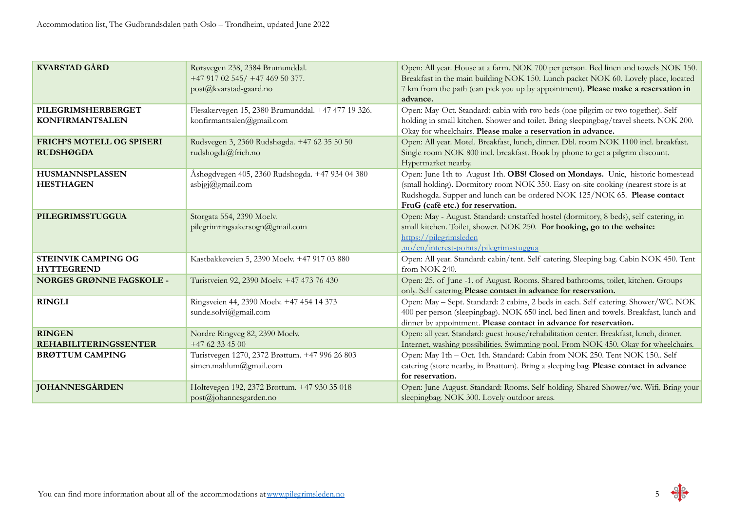| KVARSTAD GÅRD | Rørsvegen 238, 2384 Brumunddal. +47 917 02 545/ +47 469 50 377. post@kvarstad-gaard.no | Open: All year. House at a farm. NOK 700 per person. Bed linen and towels NOK 150. Breakfast in the main building NOK 150. Lunch packet NOK 60. Lovely place, located 7 km from the path (can pick you up by appointment). **Please make a reservation in advance.** |
|---|---|---|
| **PILEGRIMSHERBERGET KONFIRMANTSALEN** | Flesakervegen 15, 2380 Brumunddal. +47 477 19 326. konfirmantsalen@gmail.com | Open: May-Oct. Standard: cabin with two beds (one pilgrim or two together). Self holding in small kitchen. Shower and toilet. Bring sleepingbag/travel sheets. NOK 200. Okay for wheelchairs. **Please make a reservation in advance.** |
| **FRICH'S MOTELL OG SPISERI RUDSHØGDA** | Rudsvegen 3, 2360 Rudshøgda. +47 62 35 50 50 rudshogda@frich.no | Open: All year. Motel. Breakfast, lunch, dinner. Dbl. room NOK 1100 incl. breakfast. Single room NOK 800 incl. breakfast. Book by phone to get a pilgrim discount. Hypermarket nearby. |
| **HUSMANNSPLASSEN HESTHAGEN** | Åshøgdvegen 405, 2360 Rudshøgda. +47 934 04 380 asbjgj@gmail.com | Open: June 1th to August 1th. **OBS! Closed on Mondays.** Unic, historic homestead (small holding). Dormitory room NOK 350. Easy on-site cooking (nearest store is at Rudshøgda. Supper and lunch can be ordered NOK 125/NOK 65. **Please contact FruG (cafè etc.) for reservation.** |
| **PILEGRIMSSTUGGUA** | Storgata 554, 2390 Moelv. pilegrimringsakersogn@gmail.com | Open: May - August. Standard: unstaffed hostel (dormitory, 8 beds), self catering, in small kitchen. Toilet, shower. NOK 250. **For booking, go to the website:** [https://pilegrimsleden.no/en/interest-points/pilegrimsstuggua](https://pilegrimsleden.no/en/interest-points/pilegrimsstuggua) |
| **STEINVIK CAMPING OG HYTTEGREND** | Kastbakkeveien 5, 2390 Moelv. +47 917 03 880 | Open: All year. Standard: cabin/tent. Self catering. Sleeping bag. Cabin NOK 450. Tent from NOK 240. |
| **NORGES GRØNNE FAGSKOLE -** | Turistveien 92, 2390 Moelv. +47 473 76 430 | Open: 25. of June -1. of August. Rooms. Shared bathrooms, toilet, kitchen. Groups only. Self catering. **Please contact in advance for reservation.** |
| **RINGLI** | Ringsveien 44, 2390 Moelv. +47 454 14 373 sunde.solvi@gmail.com | Open: May – Sept. Standard: 2 cabins, 2 beds in each. Self catering. Shower/WC. NOK 400 per person (sleepingbag). NOK 650 incl. bed linen and towels. Breakfast, lunch and dinner by appointment. **Please contact in advance for reservation.** |
| **RINGEN REHABILITERINGSSENTER** | Nordre Ringveg 82, 2390 Moelv. +47 62 33 45 00 | Open: all year. Standard: guest house/rehabilitation center. Breakfast, lunch, dinner. Internet, washing possibilities. Swimming pool. From NOK 450. Okay for wheelchairs. |
| **BRØTTUM CAMPING** | Turistvegen 1270, 2372 Brøttum. +47 996 26 803 simen.mahlum@gmail.com | Open: May 1th – Oct. 1th. Standard: Cabin from NOK 250. Tent NOK 150.. Self catering (store nearby, in Brøttum). Bring a sleeping bag. **Please contact in advance for reservation.** |
| **JOHANNESGÅRDEN** | Holtevegen 192, 2372 Brøttum. +47 930 35 018 post@johannesgarden.no | Open: June-August. Standard: Rooms. Self holding. Shared Shower/wc. Wifi. Bring your sleepingbag. NOK 300. Lovely outdoor areas. |

You can find more information about all of the accommodations at [www.pilegrimsleden.no](http://www.pilegrimsleden.no)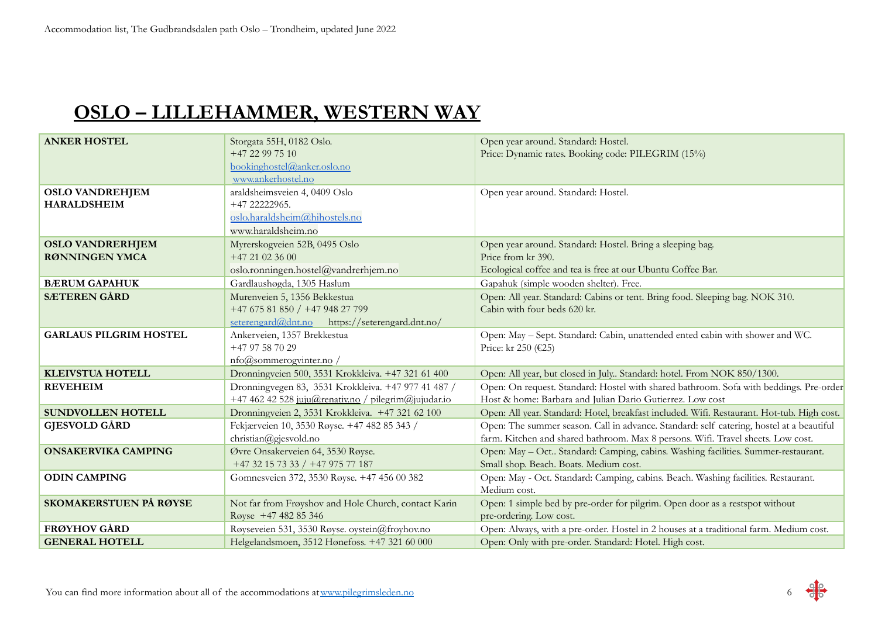## OSLO – LILLEHAMMER, WESTERN WAY

| | | |
|---|---|---|
| **ANKER HOSTEL** | Storgata 55H, 0182 Oslo. +47 22 99 75 10 bookinghostel@anker.oslo.no www.ankerhostel.no | Open year around. Standard: Hostel. Price: Dynamic rates. Booking code: PILEGRIM (15%) |
| **OSLO VANDREHJEM HARALDSHEIM** | araldsheimsveien 4, 0409 Oslo +47 22222965. oslo.haraldsheim@hihostels.no www.haraldsheim.no | Open year around. Standard: Hostel. |
| **OSLO VANDRERHJEM RØNNINGEN YMCA** | Myrerskogveien 52B, 0495 Oslo +47 21 02 36 00 oslo.ronningen.hostel@vandrerhjem.no | Open year around. Standard: Hostel. Bring a sleeping bag. Price from kr 390. Ecological coffee and tea is free at our Ubuntu Coffee Bar. |
| **BÆRUM GAPAHUK** | Gardlaushøgda, 1305 Haslum | Gapahuk (simple wooden shelter). Free. |
| **SÆTEREN GÅRD** | Murenveien 5, 1356 Bekkestua +47 675 81 850 / +47 948 27 799 seterengard@dnt.no https://seterengard.dnt.no/ | Open: All year. Standard: Cabins or tent. Bring food. Sleeping bag. NOK 310. Cabin with four beds 620 kr. |
| **GARLAUS PILGRIM HOSTEL** | Ankerveien, 1357 Brekkestua +47 97 58 70 29 nfo@sommerogvinter.no / | Open: May – Sept. Standard: Cabin, unattended ented cabin with shower and WC. Price: kr 250 (€25) |
| **KLEIVSTUA HOTELL** | Dronningveien 500, 3531 Krokkleiva. +47 321 61 400 | Open: All year, but closed in July.. Standard: hotel. From NOK 850/1300. |
| **REVEHEIM** | Dronningvegen 83, 3531 Krokkleiva. +47 977 41 487 / +47 462 42 528 juju@renativ.no / pilegrim@jujudar.io | Open: On request. Standard: Hostel with shared bathroom. Sofa with beddings. Pre-order Host & home: Barbara and Julian Dario Gutierrez. Low cost |
| **SUNDVOLLEN HOTELL** | Dronningveien 2, 3531 Krokkleiva. +47 321 62 100 | Open: All year. Standard: Hotel, breakfast included. Wifi. Restaurant. Hot-tub. High cost. |
| **GJESVOLD GÅRD** | Fekjærveien 10, 3530 Røyse. +47 482 85 343 / christian@gjesvold.no | Open: The summer season. Call in advance. Standard: self catering, hostel at a beautiful farm. Kitchen and shared bathroom. Max 8 persons. Wifi. Travel sheets. Low cost. |
| **ONSAKERVIKA CAMPING** | Øvre Onsakerveien 64, 3530 Røyse. +47 32 15 73 33 / +47 975 77 187 | Open: May – Oct.. Standard: Camping, cabins. Washing facilities. Summer-restaurant. Small shop. Beach. Boats. Medium cost. |
| **ODIN CAMPING** | Gomnesveien 372, 3530 Røyse. +47 456 00 382 | Open: May - Oct. Standard: Camping, cabins. Beach. Washing facilities. Restaurant. Medium cost. |
| **SKOMAKERSTUEN PÅ RØYSE** | Not far from Frøyshov and Hole Church, contact Karin Røyse +47 482 85 346 | Open: 1 simple bed by pre-order for pilgrim. Open door as a restspot without pre-ordering. Low cost. |
| **FRØYHOV GÅRD** | Røyseveien 531, 3530 Røyse. oystein@froyhov.no | Open: Always, with a pre-order. Hostel in 2 houses at a traditional farm. Medium cost. |
| **GENERAL HOTELL** | Helgelandsmoen, 3512 Hønefoss. +47 321 60 000 | Open: Only with pre-order. Standard: Hotel. High cost. |

You can find more information about all of the accommodations at www.pilegrimsleden.no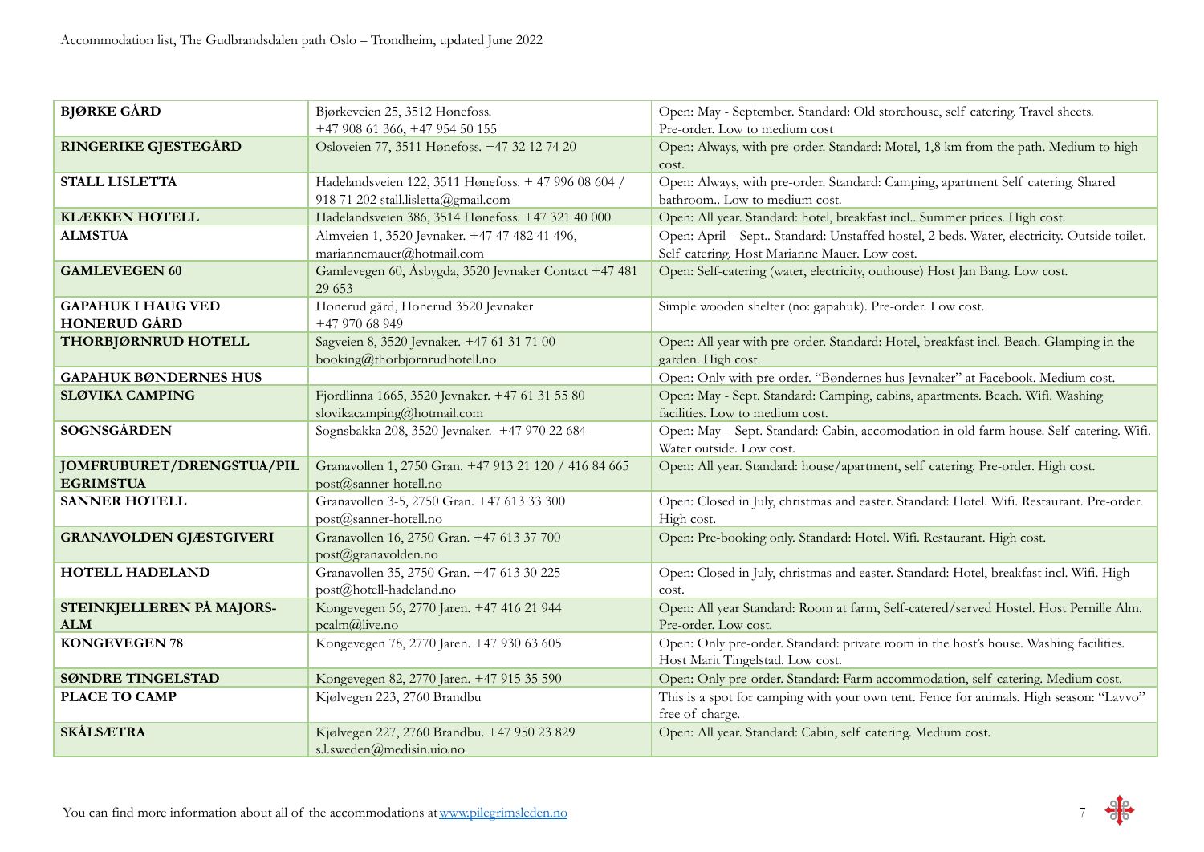| BJØRKE GÅRD | Bjørkeveien 25, 3512 Hønefoss. +47 908 61 366, +47 954 50 155 | Open: May - September. Standard: Old storehouse, self catering. Travel sheets. Pre-order. Low to medium cost |
|---|---|---|
| RINGERIKE GJESTEGÅRD | Osloveien 77, 3511 Hønefoss. +47 32 12 74 20 | Open: Always, with pre-order. Standard: Motel, 1,8 km from the path. Medium to high cost. |
| STALL LISLETTA | Hadelandsveien 122, 3511 Hønefoss. + 47 996 08 604 / 918 71 202 stall.lisletta@gmail.com | Open: Always, with pre-order. Standard: Camping, apartment Self catering. Shared bathroom.. Low to medium cost. |
| KLÆKKEN HOTELL | Hadelandsveien 386, 3514 Hønefoss. +47 321 40 000 | Open: All year. Standard: hotel, breakfast incl.. Summer prices. High cost. |
| ALMSTUA | Almveien 1, 3520 Jevnaker. +47 47 482 41 496, mariannemauer@hotmail.com | Open: April – Sept.. Standard: Unstaffed hostel, 2 beds. Water, electricity. Outside toilet. Self catering. Host Marianne Mauer. Low cost. |
| GAMLEVEGEN 60 | Gamlevegen 60, Åsbygda, 3520 Jevnaker Contact +47 481 29 653 | Open: Self-catering (water, electricity, outhouse) Host Jan Bang. Low cost. |
| GAPAHUK I HAUG VED HONERUD GÅRD | Honerud gård, Honerud 3520 Jevnaker +47 970 68 949 | Simple wooden shelter (no: gapahuk). Pre-order. Low cost. |
| THORBJØRNRUD HOTELL | Sagveien 8, 3520 Jevnaker. +47 61 31 71 00 booking@thorbjornrudhotell.no | Open: All year with pre-order. Standard: Hotel, breakfast incl. Beach. Glamping in the garden. High cost. |
| GAPAHUK BØNDERNES HUS | | Open: Only with pre-order. "Bøndernes hus Jevnaker" at Facebook. Medium cost. |
| SLØVIKA CAMPING | Fjordlinna 1665, 3520 Jevnaker. +47 61 31 55 80 slovikacamping@hotmail.com | Open: May - Sept. Standard: Camping, cabins, apartments. Beach. Wifi. Washing facilities. Low to medium cost. |
| SOGNSGÅRDEN | Sognsbakka 208, 3520 Jevnaker. +47 970 22 684 | Open: May – Sept. Standard: Cabin, accomodation in old farm house. Self catering. Wifi. Water outside. Low cost. |
| JOMFRUBURET/DRENGSTUA/PIL EGRIMSTUA | Granavollen 1, 2750 Gran. +47 913 21 120 / 416 84 665 post@sanner-hotell.no | Open: All year. Standard: house/apartment, self catering. Pre-order. High cost. |
| SANNER HOTELL | Granavollen 3-5, 2750 Gran. +47 613 33 300 post@sanner-hotell.no | Open: Closed in July, christmas and easter. Standard: Hotel. Wifi. Restaurant. Pre-order. High cost. |
| GRANAVOLDEN GJÆSTGIVERI | Granavollen 16, 2750 Gran. +47 613 37 700 post@granavolden.no | Open: Pre-booking only. Standard: Hotel. Wifi. Restaurant. High cost. |
| HOTELL HADELAND | Granavollen 35, 2750 Gran. +47 613 30 225 post@hotell-hadeland.no | Open: Closed in July, christmas and easter. Standard: Hotel, breakfast incl. Wifi. High cost. |
| STEINKJELLEREN PÅ MAJORS-ALM | Kongevegen 56, 2770 Jaren. +47 416 21 944 pcalm@live.no | Open: All year Standard: Room at farm, Self-catered/served Hostel. Host Pernille Alm. Pre-order. Low cost. |
| KONGEVEGEN 78 | Kongevegen 78, 2770 Jaren. +47 930 63 605 | Open: Only pre-order. Standard: private room in the host's house. Washing facilities. Host Marit Tingelstad. Low cost. |
| SØNDRE TINGELSTAD | Kongevegen 82, 2770 Jaren. +47 915 35 590 | Open: Only pre-order. Standard: Farm accommodation, self catering. Medium cost. |
| PLACE TO CAMP | Kjølvegen 223, 2760 Brandbu | This is a spot for camping with your own tent. Fence for animals. High season: "Lavvo" free of charge. |
| SKÅLSÆTRA | Kjølvegen 227, 2760 Brandbu. +47 950 23 829 s.l.sweden@medisin.uio.no | Open: All year. Standard: Cabin, self catering. Medium cost. |

You can find more information about all of the accommodations at www.pilegrimsleden.no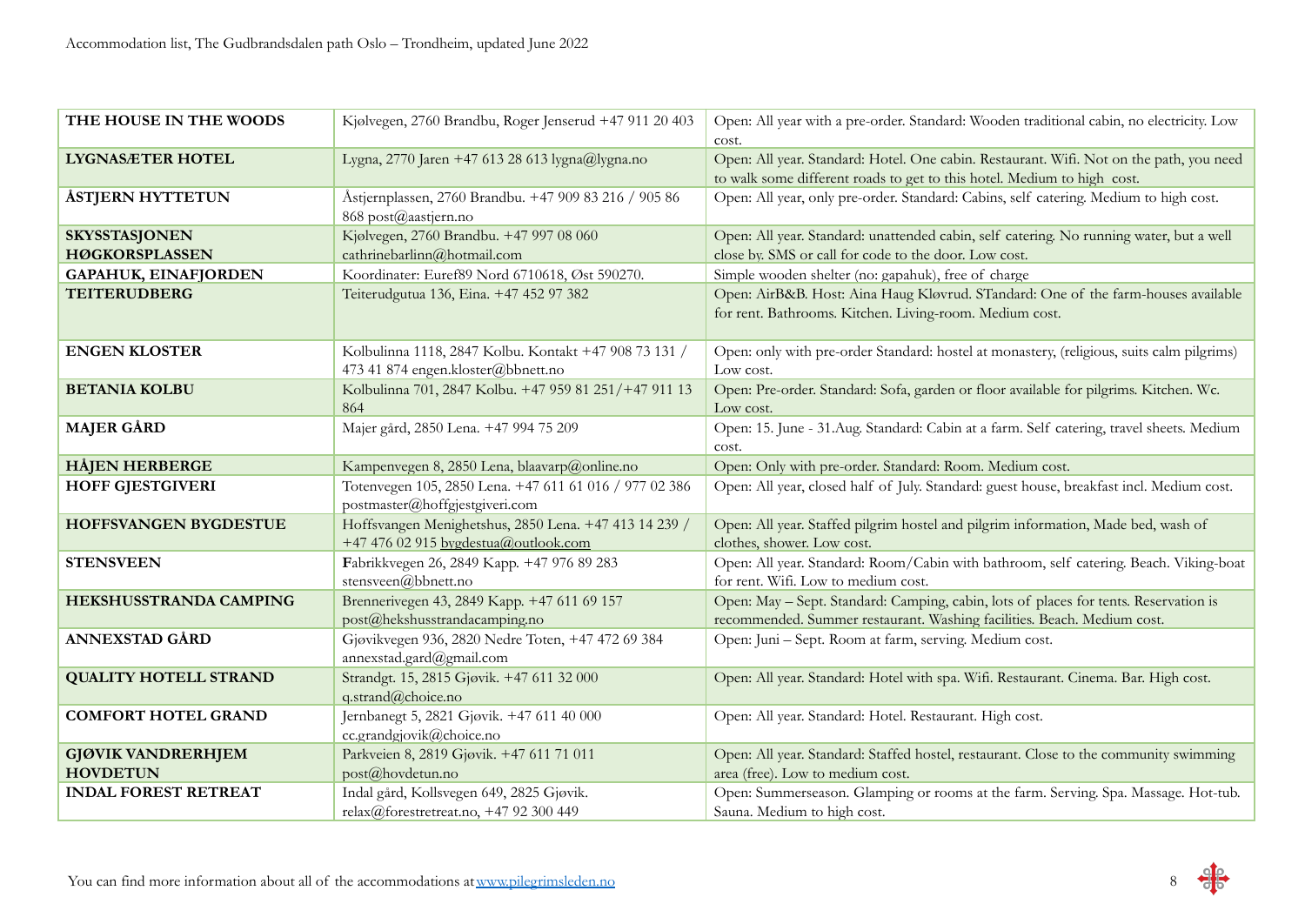| THE HOUSE IN THE WOODS | Kjølvegen, 2760 Brandbu, Roger Jenserud +47 911 20 403 | Open: All year with a pre-order. Standard: Wooden traditional cabin, no electricity. Low cost. |
|---|---|---|
| **LYGNASÆTER HOTEL** | Lygna, 2770 Jaren +47 613 28 613 lygna@lygna.no | Open: All year. Standard: Hotel. One cabin. Restaurant. Wifi. Not on the path, you need to walk some different roads to get to this hotel. Medium to high cost. |
| **ÅSTJERN HYTTETUN** | Åstjernplassen, 2760 Brandbu. +47 909 83 216 / 905 86 868 post@aastjern.no | Open: All year, only pre-order. Standard: Cabins, self catering. Medium to high cost. |
| **SKYSSTASJONEN HØGKORSPLASSEN** | Kjølvegen, 2760 Brandbu. +47 997 08 060 cathrinebarlinn@hotmail.com | Open: All year. Standard: unattended cabin, self catering. No running water, but a well close by. SMS or call for code to the door. Low cost. |
| **GAPAHUK, EINAFJORDEN** | Koordinater: Euref89 Nord 6710618, Øst 590270. | Simple wooden shelter (no: gapahuk), free of charge |
| **TEITERUDBERG** | Teiterudgutua 136, Eina. +47 452 97 382 | Open: AirB&B. Host: Aina Haug Kløvrud. STandard: One of the farm-houses available for rent. Bathrooms. Kitchen. Living-room. Medium cost. |
| **ENGEN KLOSTER** | Kolbulinna 1118, 2847 Kolbu. Kontakt +47 908 73 131 / 473 41 874 engen.kloster@bbnett.no | Open: only with pre-order Standard: hostel at monastery, (religious, suits calm pilgrims) Low cost. |
| **BETANIA KOLBU** | Kolbulinna 701, 2847 Kolbu. +47 959 81 251/+47 911 13 864 | Open: Pre-order. Standard: Sofa, garden or floor available for pilgrims. Kitchen. Wc. Low cost. |
| **MAJER GÅRD** | Majer gård, 2850 Lena. +47 994 75 209 | Open: 15. June - 31.Aug. Standard: Cabin at a farm. Self catering, travel sheets. Medium cost. |
| **HÅJEN HERBERGE** | Kampenvegen 8, 2850 Lena, blaavarp@online.no | Open: Only with pre-order. Standard: Room. Medium cost. |
| **HOFF GJESTGIVERI** | Totenvegen 105, 2850 Lena. +47 611 61 016 / 977 02 386 postmaster@hoffgjestgiveri.com | Open: All year, closed half of July. Standard: guest house, breakfast incl. Medium cost. |
| **HOFFSVANGEN BYGDESTUE** | Hoffsvangen Menighetshus, 2850 Lena. +47 413 14 239 / +47 476 02 915 bygdestua@outlook.com | Open: All year. Staffed pilgrim hostel and pilgrim information, Made bed, wash of clothes, shower. Low cost. |
| **STENSVEEN** | Fabrikkvegen 26, 2849 Kapp. +47 976 89 283 stensveen@bbnett.no | Open: All year. Standard: Room/Cabin with bathroom, self catering. Beach. Viking-boat for rent. Wifi. Low to medium cost. |
| **HEKSHUSSTRANDA CAMPING** | Brennerivegen 43, 2849 Kapp. +47 611 69 157 post@hekshusstrandacamping.no | Open: May – Sept. Standard: Camping, cabin, lots of places for tents. Reservation is recommended. Summer restaurant. Washing facilities. Beach. Medium cost. |
| **ANNEXSTAD GÅRD** | Gjøvikvegen 936, 2820 Nedre Toten, +47 472 69 384 annexstad.gard@gmail.com | Open: Juni – Sept. Room at farm, serving. Medium cost. |
| **QUALITY HOTELL STRAND** | Strandgt. 15, 2815 Gjøvik. +47 611 32 000 q.strand@choice.no | Open: All year. Standard: Hotel with spa. Wifi. Restaurant. Cinema. Bar. High cost. |
| **COMFORT HOTEL GRAND** | Jernbanegt 5, 2821 Gjøvik. +47 611 40 000 cc.grandgjovik@choice.no | Open: All year. Standard: Hotel. Restaurant. High cost. |
| **GJØVIK VANDRERHJEM HOVDETUN** | Parkveien 8, 2819 Gjøvik. +47 611 71 011 post@hovdetun.no | Open: All year. Standard: Staffed hostel, restaurant. Close to the community swimming area (free). Low to medium cost. |
| **INDAL FOREST RETREAT** | Indal gård, Kollsvegen 649, 2825 Gjøvik. relax@forestretreat.no, +47 92 300 449 | Open: Summerseason. Glamping or rooms at the farm. Serving. Spa. Massage. Hot-tub. Sauna. Medium to high cost. |

You can find more information about all of the accommodations at www.pilegrimsleden.no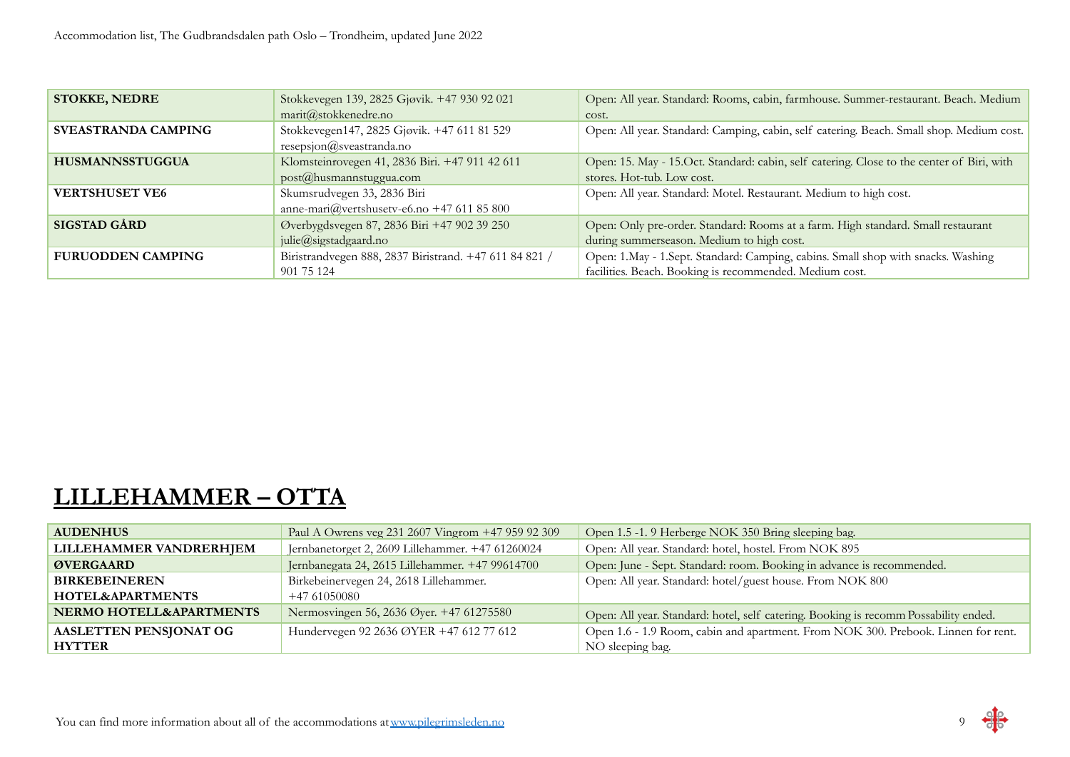| | | |
|---|---|---|
| **STOKKE, NEDRE** | Stokkevegen 139, 2825 Gjøvik. +47 930 92 021 marit@stokkenedre.no | Open: All year. Standard: Rooms, cabin, farmhouse. Summer-restaurant. Beach. Medium cost. |
| **SVEASTRANDA CAMPING** | Stokkevegen147, 2825 Gjøvik. +47 611 81 529 resepsjon@sveastranda.no | Open: All year. Standard: Camping, cabin, self catering. Beach. Small shop. Medium cost. |
| **HUSMANNSSTUGGUA** | Klomsteinrovegen 41, 2836 Biri. +47 911 42 611 post@husmannstuggua.com | Open: 15. May - 15.Oct. Standard: cabin, self catering. Close to the center of Biri, with stores. Hot-tub. Low cost. |
| **VERTSHUSET VE6** | Skumsrudvegen 33, 2836 Biri anne-mari@vertshusetv-e6.no +47 611 85 800 | Open: All year. Standard: Motel. Restaurant. Medium to high cost. |
| **SIGSTAD GÅRD** | Øverbygdsvegen 87, 2836 Biri +47 902 39 250 julie@sigstadgaard.no | Open: Only pre-order. Standard: Rooms at a farm. High standard. Small restaurant during summerseason. Medium to high cost. |
| **FURUODDEN CAMPING** | Biristrandvegen 888, 2837 Biristrand. +47 611 84 821 / 901 75 124 | Open: 1.May - 1.Sept. Standard: Camping, cabins. Small shop with snacks. Washing facilities. Beach. Booking is recommended. Medium cost. |

# LILLEHAMMER – OTTA

| | | |
|---|---|---|
| **AUDENHUS** | Paul A Owrens veg 231 2607 Vingrom +47 959 92 309 | Open 1.5 -1. 9 Herberge NOK 350 Bring sleeping bag. |
| **LILLEHAMMER VANDRERHJEM** | Jernbanetorget 2, 2609 Lillehammer. +47 61260024 | Open: All year. Standard: hotel, hostel. From NOK 895 |
| **ØVERGAARD** | Jernbanegata 24, 2615 Lillehammer. +47 99614700 | Open: June - Sept. Standard: room. Booking in advance is recommended. |
| **BIRKEBEINEREN HOTEL&APARTMENTS** | Birkebeinervegen 24, 2618 Lillehammer. +47 61050080 | Open: All year. Standard: hotel/guest house. From NOK 800 |
| **NERMO HOTELL&APARTMENTS** | Nermosvingen 56, 2636 Øyer. +47 61275580 | Open: All year. Standard: hotel, self catering. Booking is recomm Possability ended. |
| **AASLETTEN PENSJONAT OG HYTTER** | Hundervegen 92 2636 ØYER +47 612 77 612 | Open 1.6 - 1.9 Room, cabin and apartment. From NOK 300. Prebook. Linnen for rent. NO sleeping bag. |

You can find more information about all of the accommodations at www.pilegrimsleden.no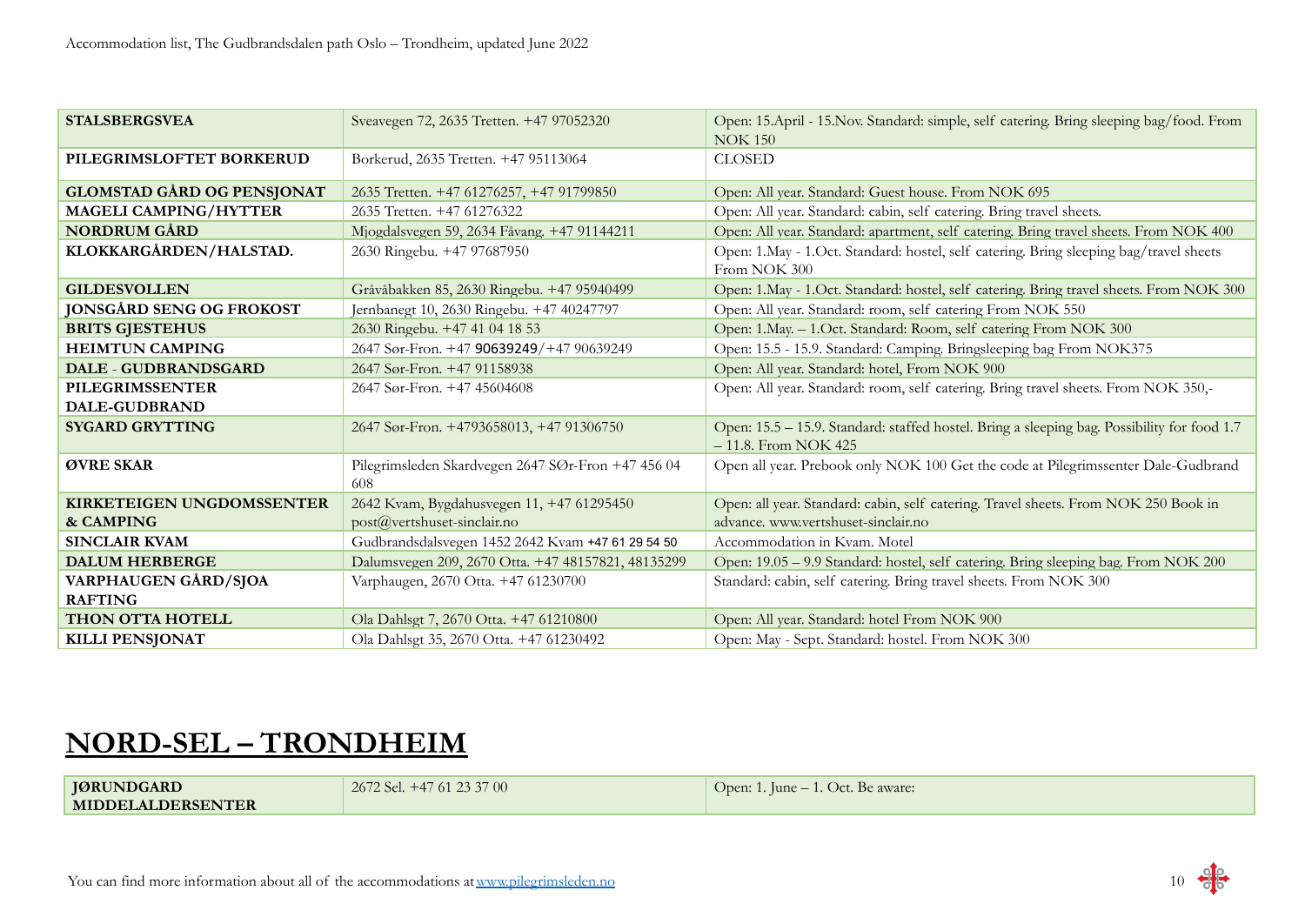| | | |
|---|---|---|
| **STALSBERGSVEA** | Sveavegen 72, 2635 Tretten. +47 97052320 | Open: 15.April - 15.Nov. Standard: simple, self catering. Bring sleeping bag/food. From NOK 150 |
| **PILEGRIMSLOFTET BORKERUD** | Borkerud, 2635 Tretten. +47 95113064 | CLOSED |
| **GLOMSTAD GÅRD OG PENSJONAT** | 2635 Tretten. +47 61276257, +47 91799850 | Open: All year. Standard: Guest house. From NOK 695 |
| **MAGELI CAMPING/HYTTER** | 2635 Tretten. +47 61276322 | Open: All year. Standard: cabin, self catering. Bring travel sheets. |
| **NORDRUM GÅRD** | Mjogdalsvegen 59, 2634 Fåvang. +47 91144211 | Open: All year. Standard: apartment, self catering. Bring travel sheets. From NOK 400 |
| **KLOKKARGÅRDEN/HALSTAD.** | 2630 Ringebu. +47 97687950 | Open: 1.May - 1.Oct. Standard: hostel, self catering. Bring sleeping bag/travel sheets From NOK 300 |
| **GILDESVOLLEN** | Gråvåbakken 85, 2630 Ringebu. +47 95940499 | Open: 1.May - 1.Oct. Standard: hostel, self catering. Bring travel sheets. From NOK 300 |
| **JONSGÅRD SENG OG FROKOST** | Jernbanegt 10, 2630 Ringebu. +47 40247797 | Open: All year. Standard: room, self catering From NOK 550 |
| **BRITS GJESTEHUS** | 2630 Ringebu. +47 41 04 18 53 | Open: 1.May. – 1.Oct. Standard: Room, self catering From NOK 300 |
| **HEIMTUN CAMPING** | 2647 Sør-Fron. +47 90639249/+47 90639249 | Open: 15.5 - 15.9. Standard: Camping. Bringsleeping bag From NOK375 |
| **DALE - GUDBRANDSGARD** | 2647 Sør-Fron. +47 91158938 | Open: All year. Standard: hotel, From NOK 900 |
| **PILEGRIMSSENTER DALE-GUDBRAND** | 2647 Sør-Fron. +47 45604608 | Open: All year. Standard: room, self catering. Bring travel sheets. From NOK 350,- |
| **SYGARD GRYTTING** | 2647 Sør-Fron. +4793658013, +47 91306750 | Open: 15.5 – 15.9. Standard: staffed hostel. Bring a sleeping bag. Possibility for food 1.7 – 11.8. From NOK 425 |
| **ØVRE SKAR** | Pilegrimsleden Skardvegen 2647 SØr-Fron +47 456 04 608 | Open all year. Prebook only NOK 100 Get the code at Pilegrimssenter Dale-Gudbrand |
| **KIRKETEIGEN UNGDOMSSENTER & CAMPING** | 2642 Kvam, Bygdahusvegen 11, +47 61295450 post@vertshuset-sinclair.no | Open: all year. Standard: cabin, self catering. Travel sheets. From NOK 250 Book in advance. www.vertshuset-sinclair.no |
| **SINCLAIR KVAM** | Gudbrandsdalsvegen 1452 2642 Kvam +47 61 29 54 50 | Accommodation in Kvam. Motel |
| **DALUM HERBERGE** | Dalumsvegen 209, 2670 Otta. +47 48157821, 48135299 | Open: 19.05 – 9.9 Standard: hostel, self catering. Bring sleeping bag. From NOK 200 |
| **VARPHAUGEN GÅRD/SJOA RAFTING** | Varphaugen, 2670 Otta. +47 61230700 | Standard: cabin, self catering. Bring travel sheets. From NOK 300 |
| **THON OTTA HOTELL** | Ola Dahlsgt 7, 2670 Otta. +47 61210800 | Open: All year. Standard: hotel From NOK 900 |
| **KILLI PENSJONAT** | Ola Dahlsgt 35, 2670 Otta. +47 61230492 | Open: May - Sept. Standard: hostel. From NOK 300 |

## NORD-SEL – TRONDHEIM

| | | |
|---|---|---|
| **JØRUNDGARD MIDDELALDERSENTER** | 2672 Sel. +47 61 23 37 00 | Open: 1. June – 1. Oct. Be aware: |

You can find more information about all of the accommodations at [www.pilegrimsleden.no](http://www.pilegrimsleden.no)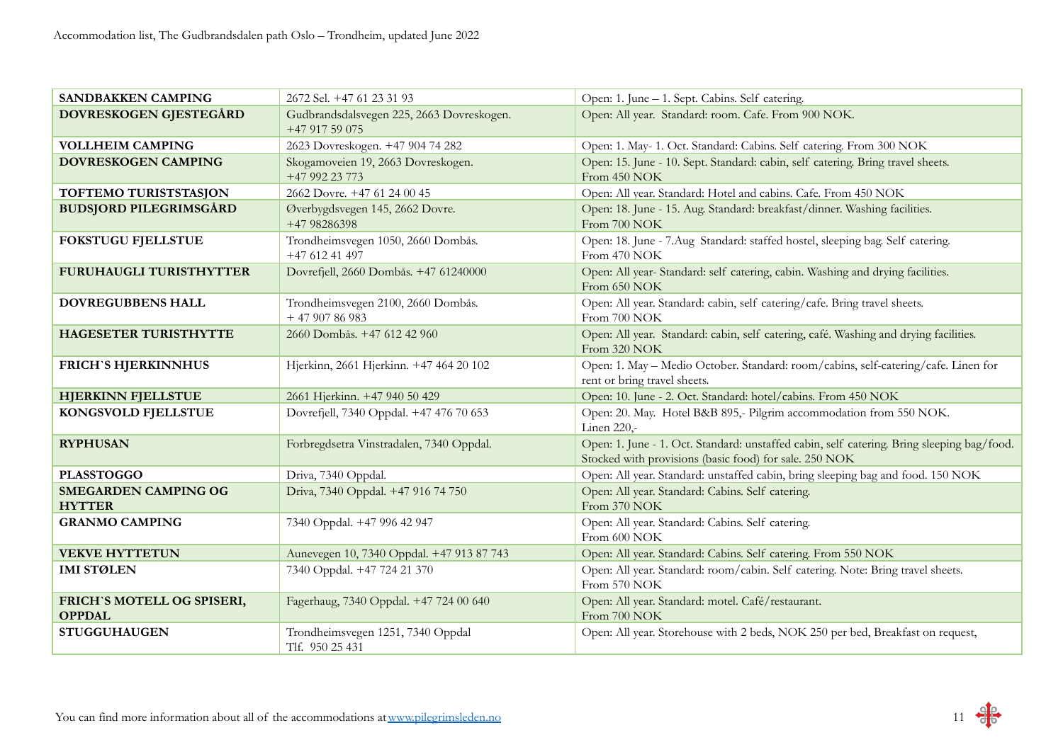| | | |
|---|---|---|
| **SANDBAKKEN CAMPING** | 2672 Sel. +47 61 23 31 93 | Open: 1. June – 1. Sept. Cabins. Self catering. |
| **DOVRESKOGEN GJESTEGÅRD** | Gudbrandsdalsvegen 225, 2663 Dovreskogen. +47 917 59 075 | Open: All year. Standard: room. Cafe. From 900 NOK. |
| **VOLLHEIM CAMPING** | 2623 Dovreskogen. +47 904 74 282 | Open: 1. May- 1. Oct. Standard: Cabins. Self catering. From 300 NOK |
| **DOVRESKOGEN CAMPING** | Skogamoveien 19, 2663 Dovreskogen. +47 992 23 773 | Open: 15. June - 10. Sept. Standard: cabin, self catering. Bring travel sheets. From 450 NOK |
| **TOFTEMO TURISTSTASJON** | 2662 Dovre. +47 61 24 00 45 | Open: All year. Standard: Hotel and cabins. Cafe. From 450 NOK |
| **BUDSJORD PILEGRIMSGÅRD** | Øverbygdsvegen 145, 2662 Dovre. +47 98286398 | Open: 18. June - 15. Aug. Standard: breakfast/dinner. Washing facilities. From 700 NOK |
| **FOKSTUGU FJELLSTUE** | Trondheimsvegen 1050, 2660 Dombås. +47 612 41 497 | Open: 18. June - 7.Aug Standard: staffed hostel, sleeping bag. Self catering. From 470 NOK |
| **FURUHAUGLI TURISTHYTTER** | Dovrefjell, 2660 Dombås. +47 61240000 | Open: All year- Standard: self catering, cabin. Washing and drying facilities. From 650 NOK |
| **DOVREGUBBENS HALL** | Trondheimsvegen 2100, 2660 Dombås. + 47 907 86 983 | Open: All year. Standard: cabin, self catering/cafe. Bring travel sheets. From 700 NOK |
| **HAGESETER TURISTHYTTE** | 2660 Dombås. +47 612 42 960 | Open: All year. Standard: cabin, self catering, café. Washing and drying facilities. From 320 NOK |
| **FRICH`S HJERKINNHUS** | Hjerkinn, 2661 Hjerkinn. +47 464 20 102 | Open: 1. May – Medio October. Standard: room/cabins, self-catering/cafe. Linen for rent or bring travel sheets. |
| **HJERKINN FJELLSTUE** | 2661 Hjerkinn. +47 940 50 429 | Open: 10. June - 2. Oct. Standard: hotel/cabins. From 450 NOK |
| **KONGSVOLD FJELLSTUE** | Dovrefjell, 7340 Oppdal. +47 476 70 653 | Open: 20. May. Hotel B&B 895,- Pilgrim accommodation from 550 NOK. Linen 220,- |
| **RYPHUSAN** | Forbregdsetra Vinstradalen, 7340 Oppdal. | Open: 1. June - 1. Oct. Standard: unstaffed cabin, self catering. Bring sleeping bag/food. Stocked with provisions (basic food) for sale. 250 NOK |
| **PLASSTOGGO** | Driva, 7340 Oppdal. | Open: All year. Standard: unstaffed cabin, bring sleeping bag and food. 150 NOK |
| **SMEGARDEN CAMPING OG HYTTER** | Driva, 7340 Oppdal. +47 916 74 750 | Open: All year. Standard: Cabins. Self catering. From 370 NOK |
| **GRANMO CAMPING** | 7340 Oppdal. +47 996 42 947 | Open: All year. Standard: Cabins. Self catering. From 600 NOK |
| **VEKVE HYTTETUN** | Aunevegen 10, 7340 Oppdal. +47 913 87 743 | Open: All year. Standard: Cabins. Self catering. From 550 NOK |
| **IMI STØLEN** | 7340 Oppdal. +47 724 21 370 | Open: All year. Standard: room/cabin. Self catering. Note: Bring travel sheets. From 570 NOK |
| **FRICH`S MOTELL OG SPISERI, OPPDAL** | Fagerhaug, 7340 Oppdal. +47 724 00 640 | Open: All year. Standard: motel. Café/restaurant. From 700 NOK |
| **STUGGUHAUGEN** | Trondheimsvegen 1251, 7340 Oppdal Tlf. 950 25 431 | Open: All year. Storehouse with 2 beds, NOK 250 per bed, Breakfast on request, |

You can find more information about all of the accommodations at [www.pilegrimsleden.no](http://www.pilegrimsleden.no)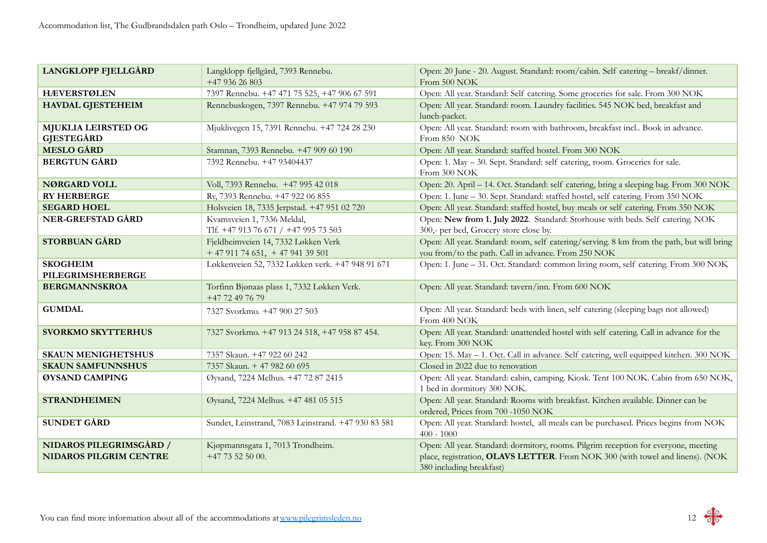| LANGKLOPP FJELLGÅRD | Langklopp fjellgård, 7393 Rennebu. +47 936 26 803 | Open: 20 June - 20. August. Standard: room/cabin. Self catering – breakf/dinner. From 500 NOK |
|---|---|---|
| HÆVERSTØLEN | 7397 Rennebu. +47 471 75 525, +47 906 67 591 | Open: All year. Standard: Self catering. Some groceries for sale. From 300 NOK |
| HAVDAL GJESTEHEIM | Rennebuskogen, 7397 Rennebu. +47 974 79 593 | Open: All year. Standard: room. Laundry facilities. 545 NOK bed, breakfast and lunch-packet. |
| MJUKLIA LEIRSTED OG GJESTEGÅRD | Mjuklivegen 15, 7391 Rennebu. +47 724 28 230 | Open: All year. Standard: room with bathroom, breakfast incl.. Book in advance. From 850 NOK |
| MESLO GÅRD | Stamnan, 7393 Rennebu. +47 909 60 190 | Open: All year. Standard: staffed hostel. From 300 NOK |
| BERGTUN GÅRD | 7392 Rennebu. +47 93404437 | Open: 1. May – 30. Sept. Standard: self catering, room. Groceries for sale. From 300 NOK |
| NØRGARD VOLL | Voll, 7393 Rennebu. +47 995 42 018 | Open: 20. April – 14. Oct. Standard: self catering, bring a sleeping bag. From 300 NOK |
| RY HERBERGE | Ry, 7393 Rennebu. +47 922 06 855 | Open: 1. June – 30. Sept. Standard: staffed hostel, self catering. From 350 NOK |
| SEGARD HOEL | Holsveien 18, 7335 Jerpstad. +47 951 02 720 | Open: All year. Standard: staffed hostel, buy meals or self catering. From 350 NOK |
| NER-GREFSTAD GÅRD | Kvamsveien 1, 7336 Meldal, Tlf. +47 913 76 671 / +47 995 73 503 | Open: **New from 1. July 2022**. Standard: Storhouse with beds. Self catering. NOK 300,- per bed, Grocery store close by. |
| STORBUAN GÅRD | Fjeldheimveien 14, 7332 Løkken Verk + 47 911 74 651, + 47 941 39 501 | Open: All year. Standard: room, self catering/serving. 8 km from the path, but will bring you from/to the path. Call in advance. From 250 NOK |
| SKOGHEIM PILEGRIMSHERBERGE | Løkkenveien 52, 7332 Løkken verk. +47 948 91 671 | Open: 1. June – 31. Oct. Standard: common living room, self catering. From 300 NOK |
| BERGMANNSKROA | Torfinn Bjønaas plass 1, 7332 Løkken Verk. +47 72 49 76 79 | Open: All year. Standard: tavern/inn. From 600 NOK |
| GUMDAL | 7327 Svorkmo. +47 900 27 503 | Open: All year. Standard: beds with linen, self catering (sleeping bags not allowed) From 400 NOK |
| SVORKMO SKYTTERHUS | 7327 Svorkmo. +47 913 24 518, +47 958 87 454. | Open: All year. Standard: unattended hostel with self catering. Call in advance for the key. From 300 NOK |
| SKAUN MENIGHETSHUS | 7357 Skaun. +47 922 60 242 | Open: 15. May – 1. Oct. Call in advance. Self catering, well equipped kitchen. 300 NOK |
| SKAUN SAMFUNNSHUS | 7357 Skaun. + 47 982 60 695 | Closed in 2022 due to renovation |
| ØYSAND CAMPING | Øysand, 7224 Melhus. +47 72 87 2415 | Open: All year. Standard: cabin, camping. Kiosk. Tent 100 NOK. Cabin from 650 NOK, 1 bed in dormitory 300 NOK. |
| STRANDHEIMEN | Øysand, 7224 Melhus. +47 481 05 515 | Open: All year. Standard: Rooms with breakfast. Kitchen available. Dinner can be ordered, Prices from 700 -1050 NOK |
| SUNDET GÅRD | Sundet, Leinstrand, 7083 Leinstrand. +47 930 83 581 | Open: All year. Standard: hostel, all meals can be purchased. Prices begins from NOK 400 - 1000 |
| NIDAROS PILEGRIMSGÅRD / NIDAROS PILGRIM CENTRE | Kjøpmannsgata 1, 7013 Trondheim. +47 73 52 50 00. | Open: All year. Standard: dormitory, rooms. Pilgrim reception for everyone, meeting place, registration, **OLAVS LETTER**. From NOK 300 (with towel and linens). (NOK 380 including breakfast) |

You can find more information about all of the accommodations at [www.pilegrimsleden.no](http://www.pilegrimsleden.no)